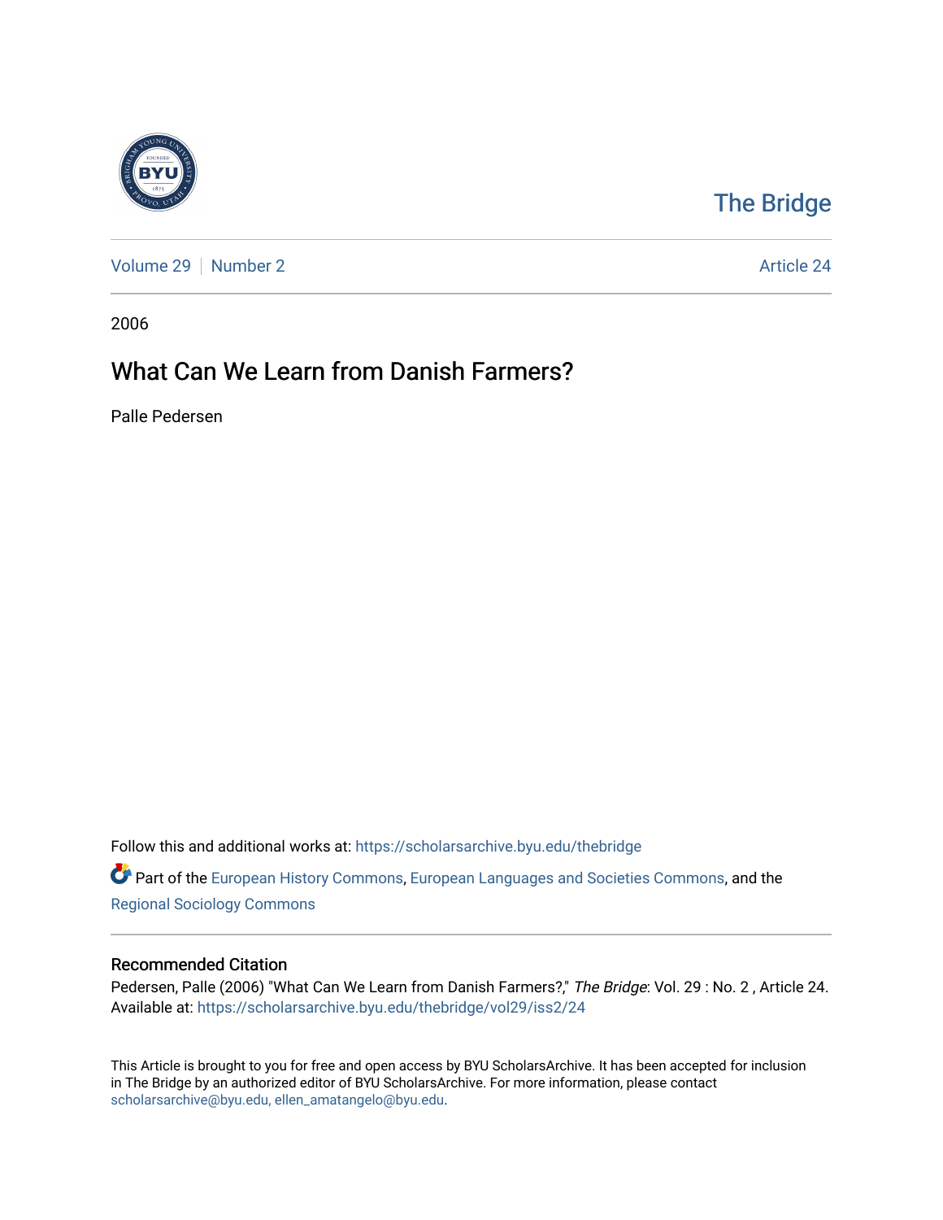The Bridge

Volume 29 | Number 2 | Article 24

2006

# What Can We Learn from Danish Farmers?

Palle Pedersen

Follow this and additional works at: https://scholarsarchive.byu.edu/thebridge

Part of the European History Commons, European Languages and Societies Commons, and the Regional Sociology Commons

## Recommended Citation

Pedersen, Palle (2006) "What Can We Learn from Danish Farmers?," *The Bridge*: Vol. 29 : No. 2 , Article 24.
Available at: https://scholarsarchive.byu.edu/thebridge/vol29/iss2/24

This Article is brought to you for free and open access by BYU ScholarsArchive. It has been accepted for inclusion in The Bridge by an authorized editor of BYU ScholarsArchive. For more information, please contact scholarsarchive@byu.edu, ellen_amatangelo@byu.edu.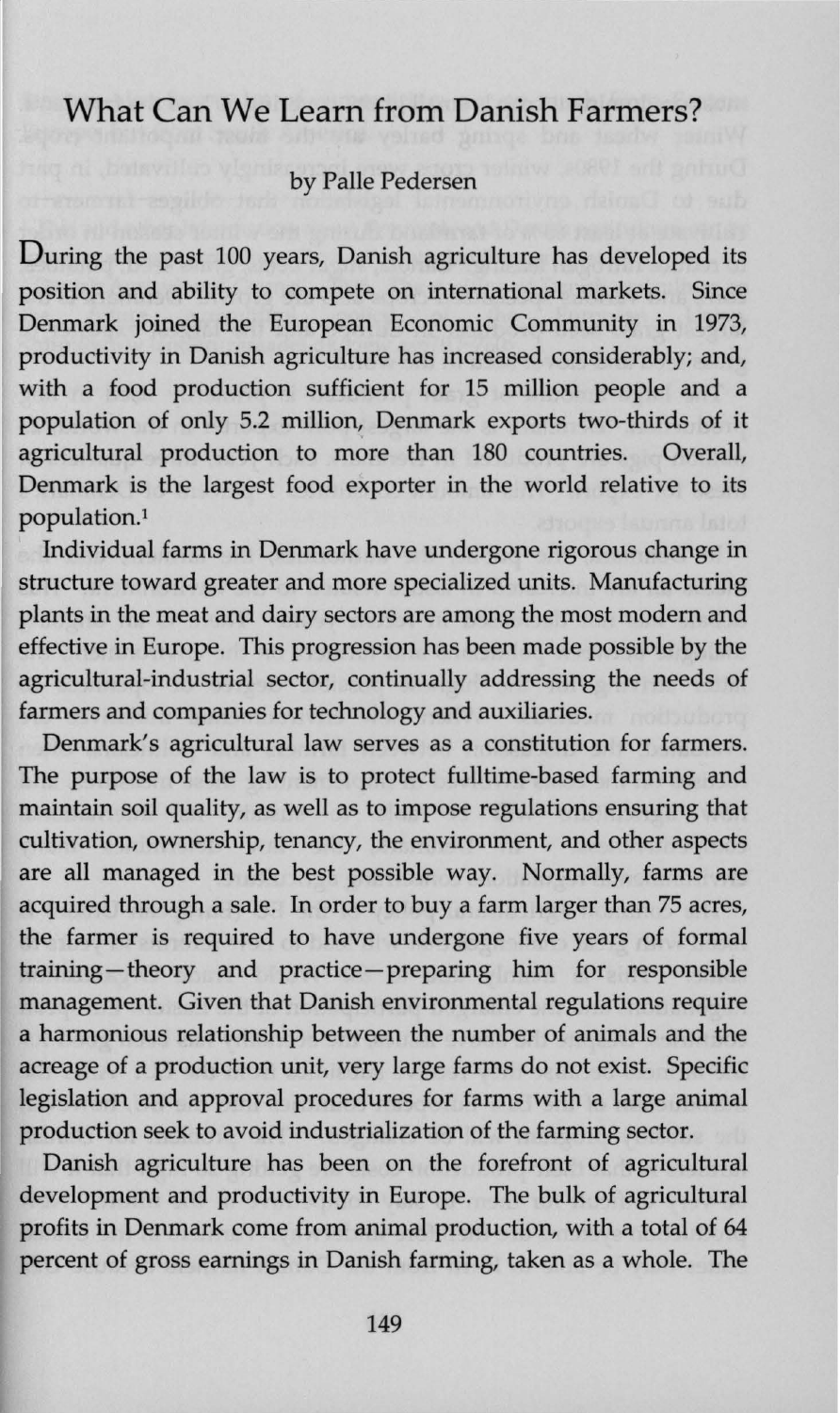# What Can We Learn from Danish Farmers?

by Palle Pedersen

During the past 100 years, Danish agriculture has developed its position and ability to compete on international markets. Since Denmark joined the European Economic Community in 1973, productivity in Danish agriculture has increased considerably; and, with a food production sufficient for 15 million people and a population of only 5.2 million, Denmark exports two-thirds of it agricultural production to more than 180 countries. Overall, Denmark is the largest food exporter in the world relative to its population.[1]

Individual farms in Denmark have undergone rigorous change in structure toward greater and more specialized units. Manufacturing plants in the meat and dairy sectors are among the most modern and effective in Europe. This progression has been made possible by the agricultural-industrial sector, continually addressing the needs of farmers and companies for technology and auxiliaries.

Denmark's agricultural law serves as a constitution for farmers. The purpose of the law is to protect fulltime-based farming and maintain soil quality, as well as to impose regulations ensuring that cultivation, ownership, tenancy, the environment, and other aspects are all managed in the best possible way. Normally, farms are acquired through a sale. In order to buy a farm larger than 75 acres, the farmer is required to have undergone five years of formal training—theory and practice—preparing him for responsible management. Given that Danish environmental regulations require a harmonious relationship between the number of animals and the acreage of a production unit, very large farms do not exist. Specific legislation and approval procedures for farms with a large animal production seek to avoid industrialization of the farming sector.

Danish agriculture has been on the forefront of agricultural development and productivity in Europe. The bulk of agricultural profits in Denmark come from animal production, with a total of 64 percent of gross earnings in Danish farming, taken as a whole. The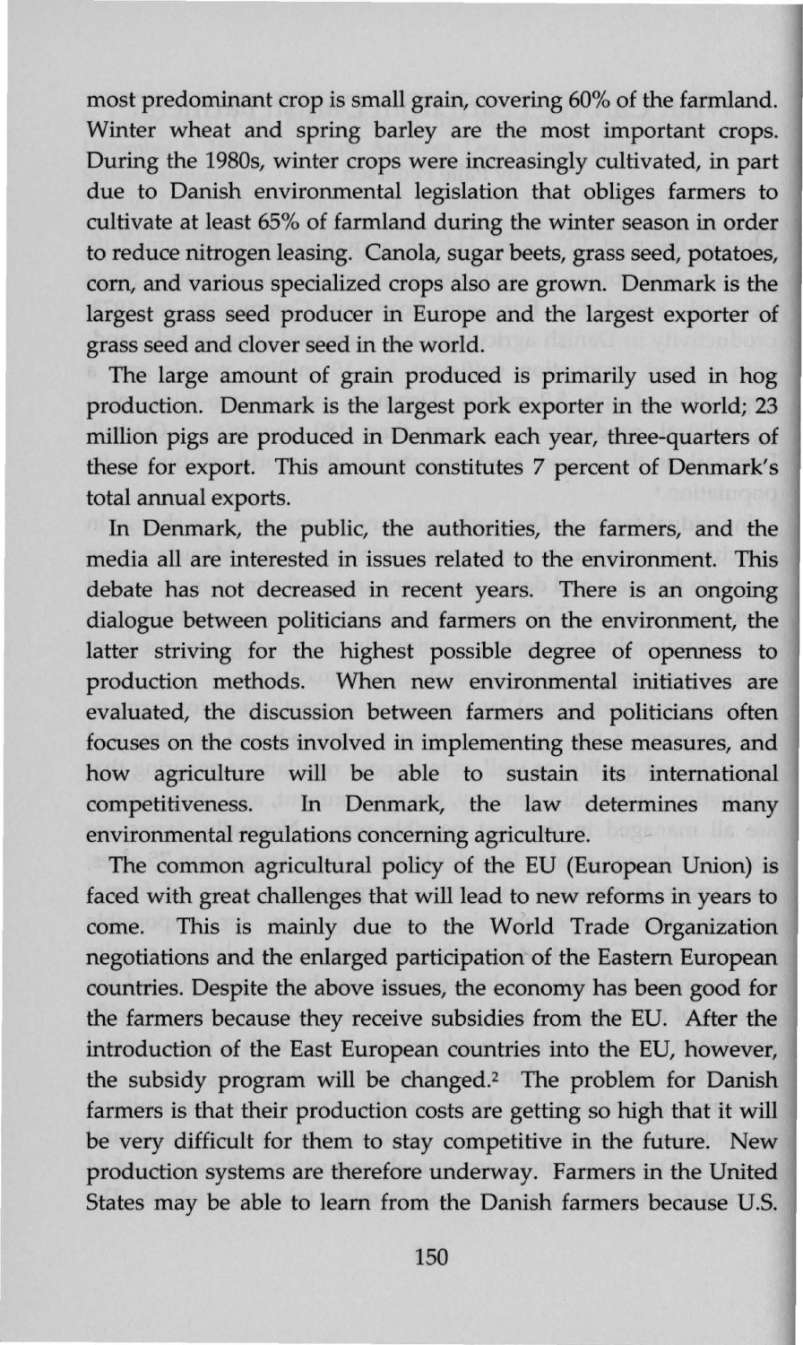most predominant crop is small grain, covering 60% of the farmland. Winter wheat and spring barley are the most important crops. During the 1980s, winter crops were increasingly cultivated, in part due to Danish environmental legislation that obliges farmers to cultivate at least 65% of farmland during the winter season in order to reduce nitrogen leasing. Canola, sugar beets, grass seed, potatoes, corn, and various specialized crops also are grown. Denmark is the largest grass seed producer in Europe and the largest exporter of grass seed and clover seed in the world.

The large amount of grain produced is primarily used in hog production. Denmark is the largest pork exporter in the world; 23 million pigs are produced in Denmark each year, three-quarters of these for export. This amount constitutes 7 percent of Denmark's total annual exports.

In Denmark, the public, the authorities, the farmers, and the media all are interested in issues related to the environment. This debate has not decreased in recent years. There is an ongoing dialogue between politicians and farmers on the environment, the latter striving for the highest possible degree of openness to production methods. When new environmental initiatives are evaluated, the discussion between farmers and politicians often focuses on the costs involved in implementing these measures, and how agriculture will be able to sustain its international competitiveness. In Denmark, the law determines many environmental regulations concerning agriculture.

The common agricultural policy of the EU (European Union) is faced with great challenges that will lead to new reforms in years to come. This is mainly due to the World Trade Organization negotiations and the enlarged participation of the Eastern European countries. Despite the above issues, the economy has been good for the farmers because they receive subsidies from the EU. After the introduction of the East European countries into the EU, however, the subsidy program will be changed.[2] The problem for Danish farmers is that their production costs are getting so high that it will be very difficult for them to stay competitive in the future. New production systems are therefore underway. Farmers in the United States may be able to learn from the Danish farmers because U.S.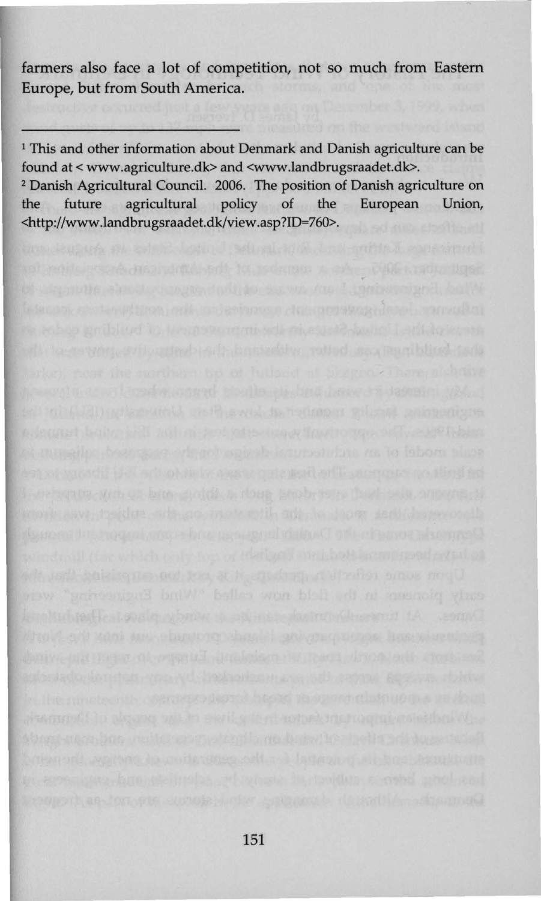farmers also face a lot of competition, not so much from Eastern Europe, but from South America.

---

[1] This and other information about Denmark and Danish agriculture can be found at < www.agriculture.dk> and <www.landbrugsraadet.dk>.

[2] Danish Agricultural Council. 2006. The position of Danish agriculture on the future agricultural policy of the European Union, <http://www.landbrugsraadet.dk/view.asp?ID=760>.